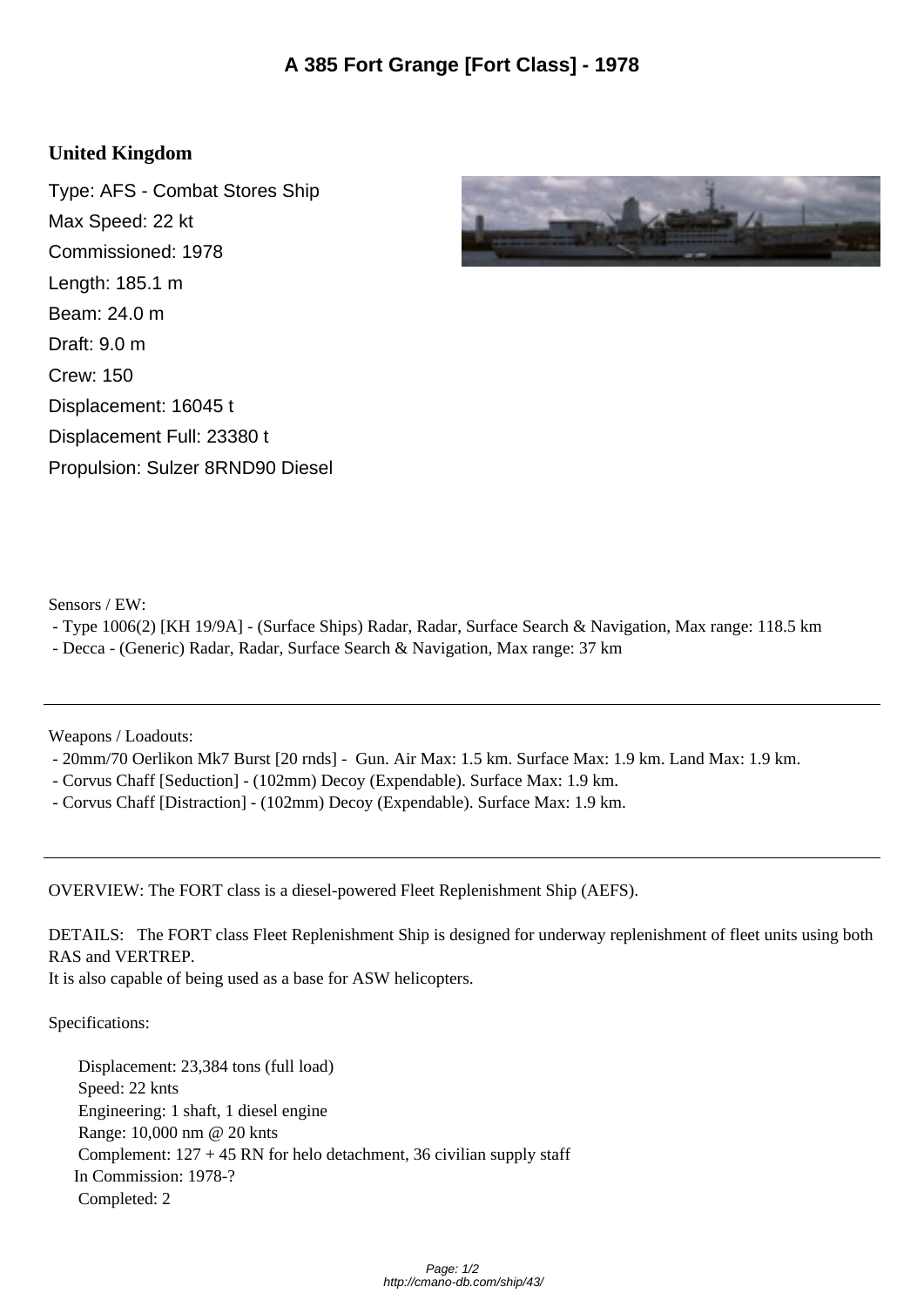# A 385 Fort Grange [Fort Class] - 1978

## United Kingdom

Type: AFS - Combat Stores Ship

Max Speed: 22 kt

Commissioned: 1978

Length: 185.1 m

Beam: 24.0 m

Draft: 9.0 m

Crew: 150

Displacement: 16045 t

Displacement Full: 23380 t

Propulsion: Sulzer 8RND90 Diesel

Sensors / EW:

- Type 1006(2) [KH 19/9A] - (Surface Ships) Radar, Radar, Surface Search & Navigation, Max range: 118.5 km
- Decca - (Generic) Radar, Radar, Surface Search & Navigation, Max range: 37 km

---

Weapons / Loadouts:

- 20mm/70 Oerlikon Mk7 Burst [20 rnds] - Gun. Air Max: 1.5 km. Surface Max: 1.9 km. Land Max: 1.9 km.
- Corvus Chaff [Seduction] - (102mm) Decoy (Expendable). Surface Max: 1.9 km.
- Corvus Chaff [Distraction] - (102mm) Decoy (Expendable). Surface Max: 1.9 km.

---

OVERVIEW: The FORT class is a diesel-powered Fleet Replenishment Ship (AEFS).

DETAILS: The FORT class Fleet Replenishment Ship is designed for underway replenishment of fleet units using both RAS and VERTREP.
It is also capable of being used as a base for ASW helicopters.

Specifications:

Displacement: 23,384 tons (full load)
Speed: 22 knts
Engineering: 1 shaft, 1 diesel engine
Range: 10,000 nm @ 20 knts
Complement: 127 + 45 RN for helo detachment, 36 civilian supply staff
In Commission: 1978-?
Completed: 2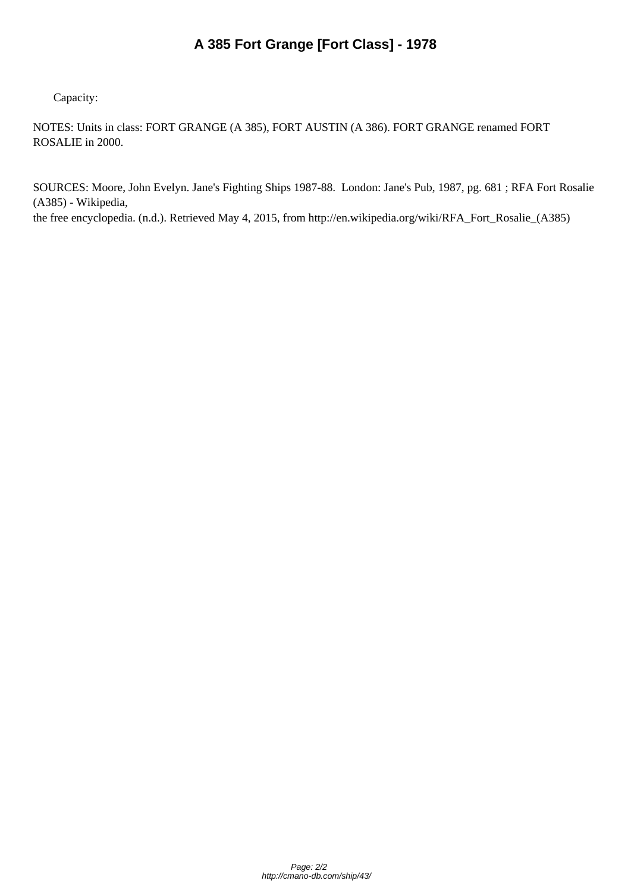# A 385 Fort Grange [Fort Class] - 1978

Capacity:

NOTES: Units in class: FORT GRANGE (A 385), FORT AUSTIN (A 386). FORT GRANGE renamed FORT ROSALIE in 2000.

SOURCES: Moore, John Evelyn. Jane's Fighting Ships 1987-88. London: Jane's Pub, 1987, pg. 681 ; RFA Fort Rosalie (A385) - Wikipedia,
the free encyclopedia. (n.d.). Retrieved May 4, 2015, from http://en.wikipedia.org/wiki/RFA_Fort_Rosalie_(A385)